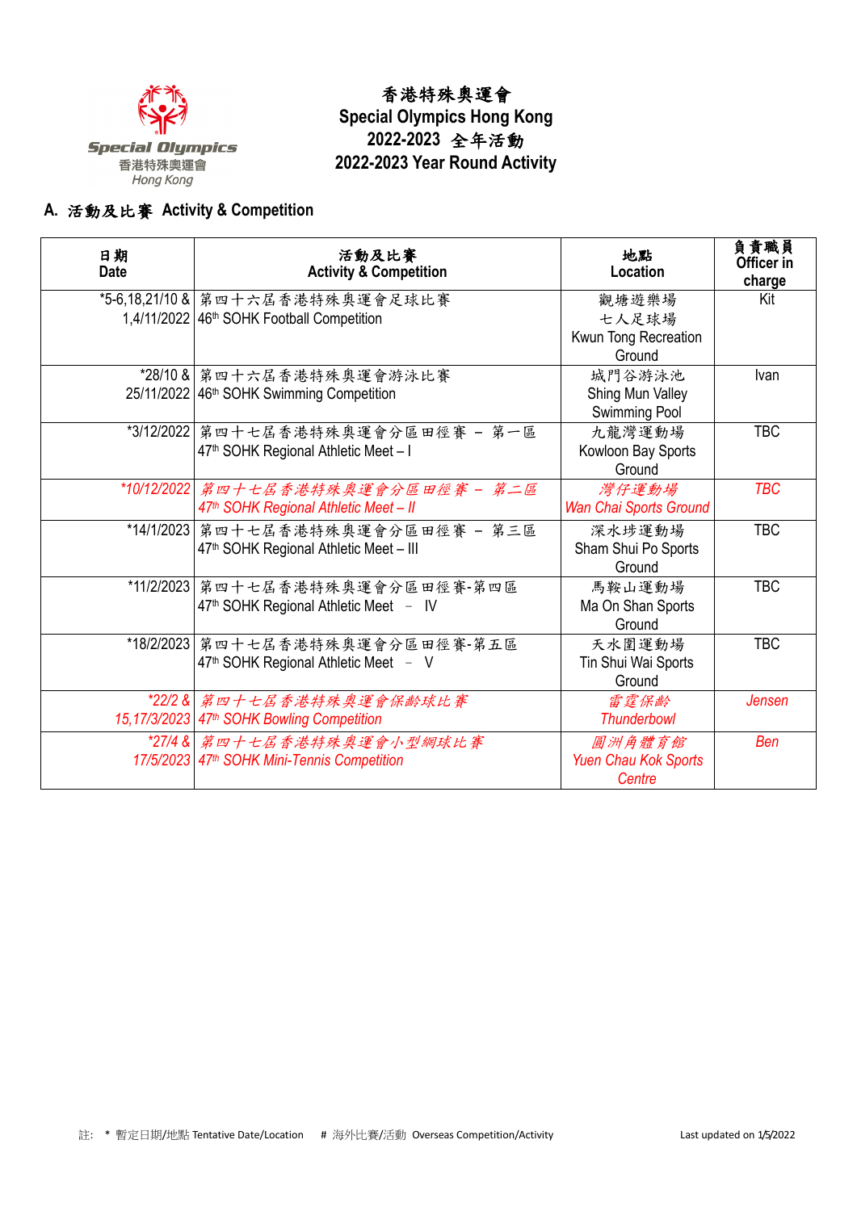# 香港特殊奧運會
# Special Olympics Hong Kong
# 2022-2023 全年活動
# 2022-2023 Year Round Activity

## A. 活動及比賽 Activity & Competition

| 日期<br>Date | 活動及比賽<br>Activity & Competition | 地點<br>Location | 負責職員<br>Officer in charge |
|---|---|---|---|
| *5-6,18,21/10 & 1,4/11/2022 | 第四十六屆香港特殊奧運會足球比賽<br>46th SOHK Football Competition | 觀塘遊樂場<br>七人足球場<br>Kwun Tong Recreation Ground | Kit |
| *28/10 & 25/11/2022 | 第四十六屆香港特殊奧運會游泳比賽<br>46th SOHK Swimming Competition | 城門谷游泳池<br>Shing Mun Valley Swimming Pool | Ivan |
| *3/12/2022 | 第四十七屆香港特殊奧運會分區田徑賽 – 第一區<br>47th SOHK Regional Athletic Meet – I | 九龍灣運動場<br>Kowloon Bay Sports Ground | TBC |
| *10/12/2022 | 第四十七屆香港特殊奧運會分區田徑賽 – 第二區<br>47th SOHK Regional Athletic Meet – II | 灣仔運動場<br>Wan Chai Sports Ground | TBC |
| *14/1/2023 | 第四十七屆香港特殊奧運會分區田徑賽 – 第三區<br>47th SOHK Regional Athletic Meet – III | 深水埗運動場<br>Sham Shui Po Sports Ground | TBC |
| *11/2/2023 | 第四十七屆香港特殊奧運會分區田徑賽-第四區<br>47th SOHK Regional Athletic Meet – IV | 馬鞍山運動場<br>Ma On Shan Sports Ground | TBC |
| *18/2/2023 | 第四十七屆香港特殊奧運會分區田徑賽-第五區<br>47th SOHK Regional Athletic Meet – V | 天水圍運動場<br>Tin Shui Wai Sports Ground | TBC |
| *22/2 & 15,17/3/2023 | 第四十七屆香港特殊奧運會保齡球比賽<br>47th SOHK Bowling Competition | 雷霆保齡<br>Thunderbowl | Jensen |
| *27/4 & 17/5/2023 | 第四十七屆香港特殊奧運會小型網球比賽<br>47th SOHK Mini-Tennis Competition | 圓洲角體育館<br>Yuen Chau Kok Sports Centre | Ben |

註: * 暫定日期/地點 Tentative Date/Location # 海外比賽/活動 Overseas Competition/Activity

Last updated on 1/5/2022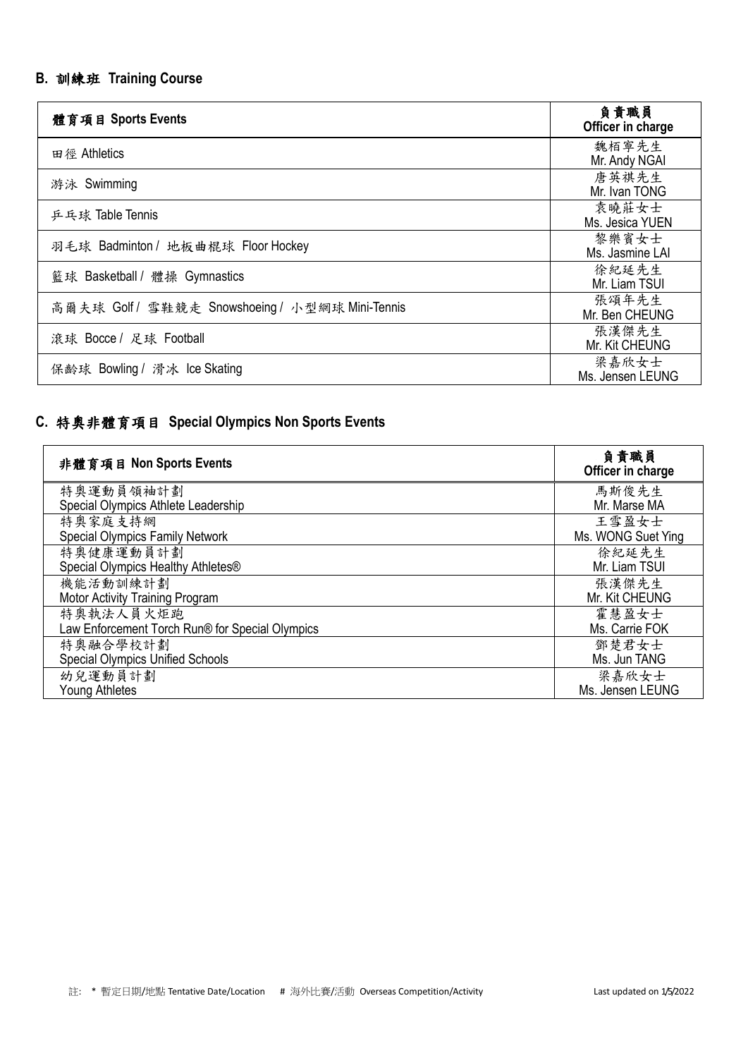## B. 訓練班 Training Course

| 體育項目 Sports Events | 負責職員 Officer in charge |
| --- | --- |
| 田徑 Athletics | 魏栢寧先生 Mr. Andy NGAI |
| 游泳 Swimming | 唐英祺先生 Mr. Ivan TONG |
| 乒乓球 Table Tennis | 袁曉莊女士 Ms. Jesica YUEN |
| 羽毛球 Badminton / 地板曲棍球 Floor Hockey | 黎樂賓女士 Ms. Jasmine LAI |
| 籃球 Basketball / 體操 Gymnastics | 徐紀延先生 Mr. Liam TSUI |
| 高爾夫球 Golf / 雪鞋競走 Snowshoeing / 小型網球 Mini-Tennis | 張頌年先生 Mr. Ben CHEUNG |
| 滾球 Bocce / 足球 Football | 張漢傑先生 Mr. Kit CHEUNG |
| 保齡球 Bowling / 滑冰 Ice Skating | 梁嘉欣女士 Ms. Jensen LEUNG |

## C. 特奧非體育項目 Special Olympics Non Sports Events

| 非體育項目 Non Sports Events | 負責職員 Officer in charge |
| --- | --- |
| 特奧運動員領袖計劃 Special Olympics Athlete Leadership | 馬斯俊先生 Mr. Marse MA |
| 特奧家庭支持網 Special Olympics Family Network | 王雪盈女士 Ms. WONG Suet Ying |
| 特奧健康運動員計劃 Special Olympics Healthy Athletes® | 徐紀延先生 Mr. Liam TSUI |
| 機能活動訓練計劃 Motor Activity Training Program | 張漢傑先生 Mr. Kit CHEUNG |
| 特奧執法人員火炬跑 Law Enforcement Torch Run® for Special Olympics | 霍慧盈女士 Ms. Carrie FOK |
| 特奧融合學校計劃 Special Olympics Unified Schools | 鄧楚君女士 Ms. Jun TANG |
| 幼兒運動員計劃 Young Athletes | 梁嘉欣女士 Ms. Jensen LEUNG |

註: * 暫定日期/地點 Tentative Date/Location # 海外比賽/活動 Overseas Competition/Activity

Last updated on 1/5/2022